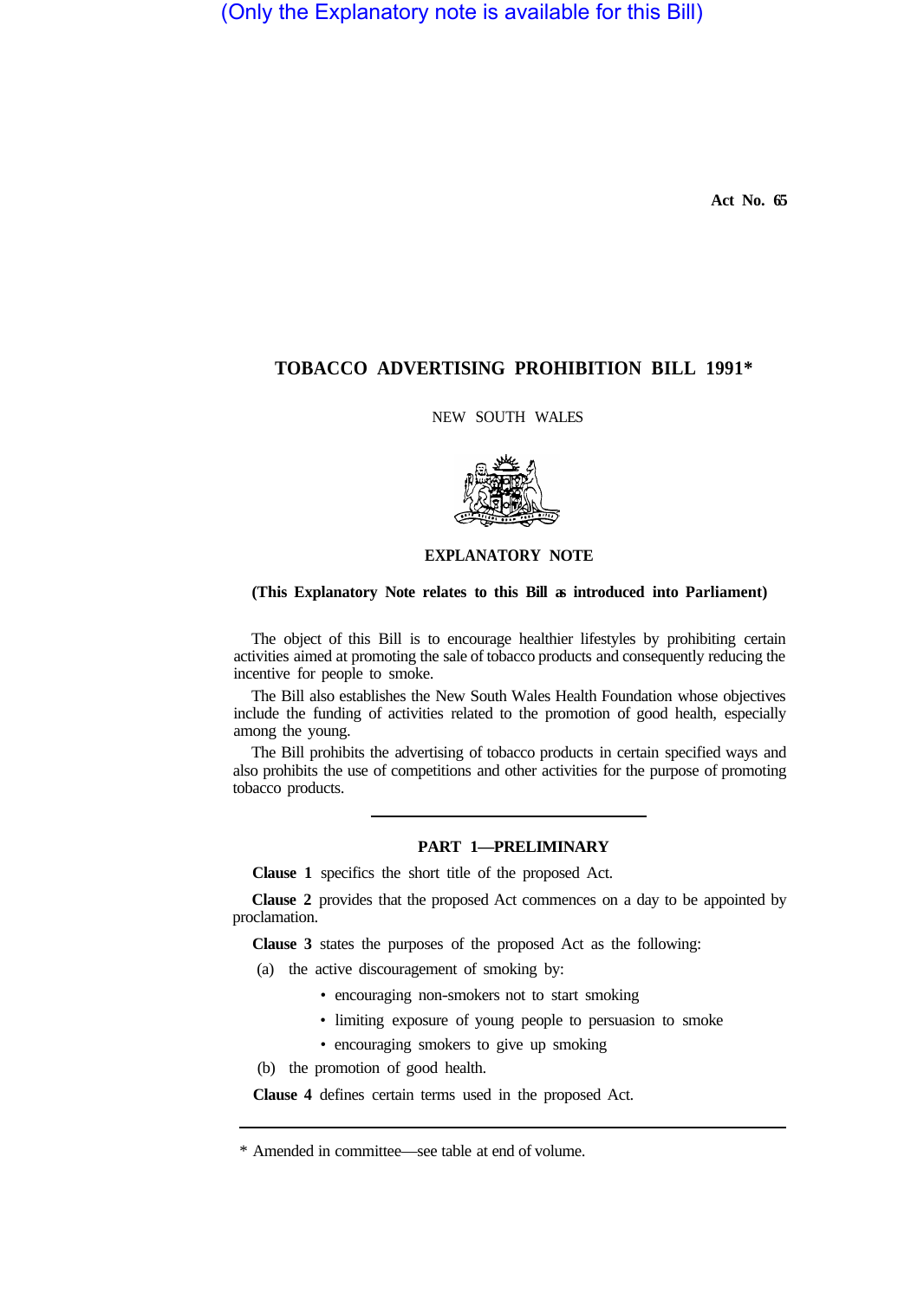(Only the Explanatory note is available for this Bill)

Act No. 65

# TOBACCO ADVERTISING PROHIBITION BILL 1991*

NEW SOUTH WALES

## EXPLANATORY NOTE

**(This Explanatory Note relates to this Bill as introduced into Parliament)**

The object of this Bill is to encourage healthier lifestyles by prohibiting certain activities aimed at promoting the sale of tobacco products and consequently reducing the incentive for people to smoke.

The Bill also establishes the New South Wales Health Foundation whose objectives include the funding of activities related to the promotion of good health, especially among the young.

The Bill prohibits the advertising of tobacco products in certain specified ways and also prohibits the use of competitions and other activities for the purpose of promoting tobacco products.

### PART 1—PRELIMINARY

**Clause 1** specifics the short title of the proposed Act.

**Clause 2** provides that the proposed Act commences on a day to be appointed by proclamation.

**Clause 3** states the purposes of the proposed Act as the following:

(a) the active discouragement of smoking by:

- encouraging non-smokers not to start smoking
- limiting exposure of young people to persuasion to smoke
- encouraging smokers to give up smoking

(b) the promotion of good health.

**Clause 4** defines certain terms used in the proposed Act.

\* Amended in committee—see table at end of volume.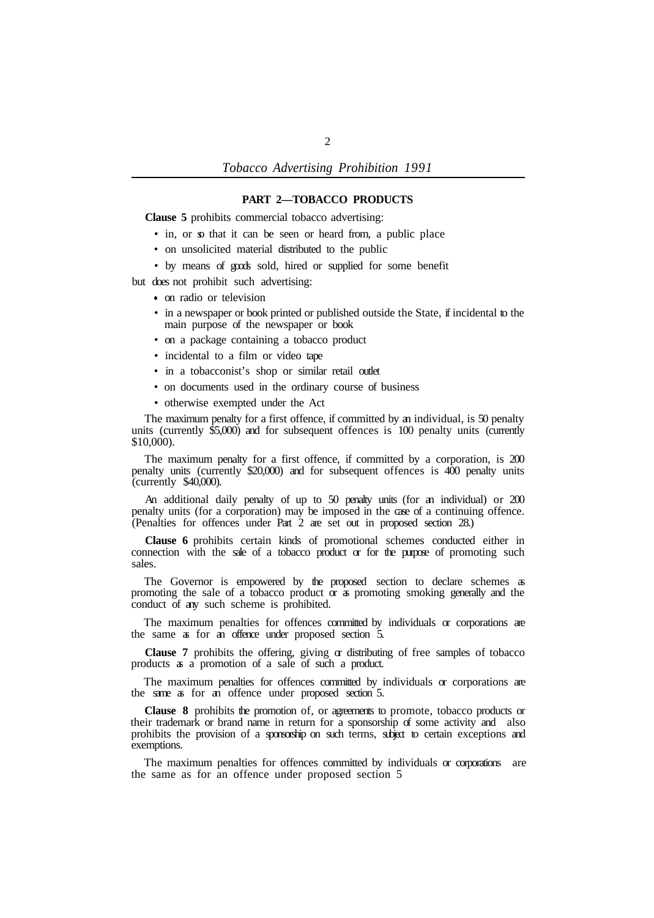## PART 2—TOBACCO PRODUCTS

**Clause 5** prohibits commercial tobacco advertising:

- in, or so that it can be seen or heard from, a public place
- on unsolicited material distributed to the public
- by means of goods sold, hired or supplied for some benefit

but does not prohibit such advertising:

- on radio or television
- in a newspaper or book printed or published outside the State, if incidental to the main purpose of the newspaper or book
- on a package containing a tobacco product
- incidental to a film or video tape
- in a tobacconist's shop or similar retail outlet
- on documents used in the ordinary course of business
- otherwise exempted under the Act

The maximum penalty for a first offence, if committed by an individual, is 50 penalty units (currently $5,000) and for subsequent offences is 100 penalty units (currently $10,000).

The maximum penalty for a first offence, if committed by a corporation, is 200 penalty units (currently $20,000) and for subsequent offences is 400 penalty units (currently $40,000).

An additional daily penalty of up to 50 penalty units (for an individual) or 200 penalty units (for a corporation) may be imposed in the case of a continuing offence. (Penalties for offences under Part 2 are set out in proposed section 28.)

**Clause 6** prohibits certain kinds of promotional schemes conducted either in connection with the sale of a tobacco product or for the purpose of promoting such sales.

The Governor is empowered by the proposed section to declare schemes as promoting the sale of a tobacco product or as promoting smoking generally and the conduct of any such scheme is prohibited.

The maximum penalties for offences committed by individuals or corporations are the same as for an offence under proposed section 5.

**Clause 7** prohibits the offering, giving or distributing of free samples of tobacco products as a promotion of a sale of such a product.

The maximum penalties for offences committed by individuals or corporations are the same as for an offence under proposed section 5.

**Clause 8** prohibits the promotion of, or agreements to promote, tobacco products or their trademark or brand name in return for a sponsorship of some activity and also prohibits the provision of a sponsorship on such terms, subject to certain exceptions and exemptions.

The maximum penalties for offences committed by individuals or corporations are the same as for an offence under proposed section 5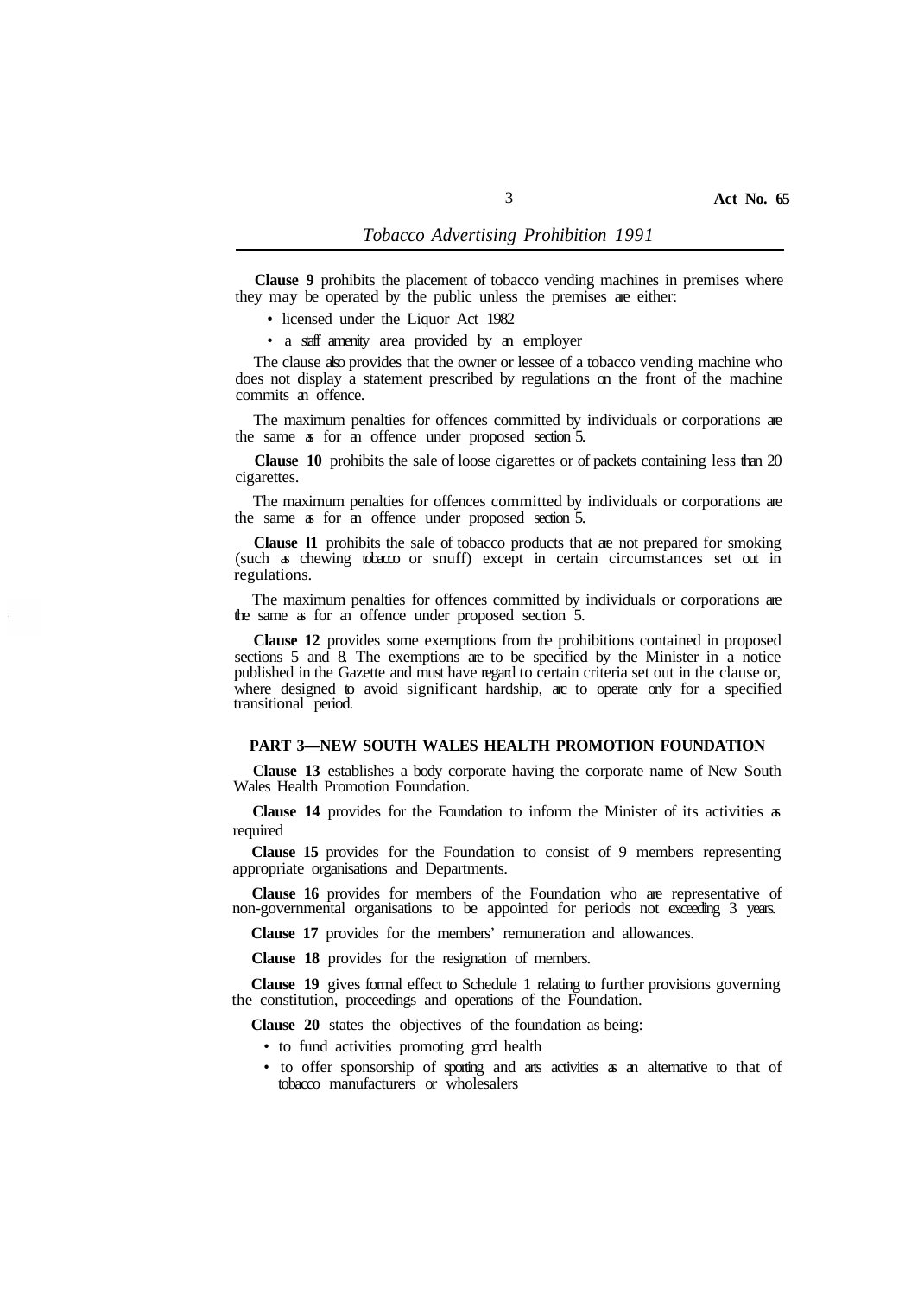**Clause 9** prohibits the placement of tobacco vending machines in premises where they may be operated by the public unless the premises are either:

- licensed under the Liquor Act 1982
- a staff amenity area provided by an employer

The clause also provides that the owner or lessee of a tobacco vending machine who does not display a statement prescribed by regulations on the front of the machine commits an offence.

The maximum penalties for offences committed by individuals or corporations are the same as for an offence under proposed section 5.

**Clause 10** prohibits the sale of loose cigarettes or of packets containing less than 20 cigarettes.

The maximum penalties for offences committed by individuals or corporations are the same as for an offence under proposed section 5.

**Clause l1** prohibits the sale of tobacco products that are not prepared for smoking (such as chewing tobacco or snuff) except in certain circumstances set out in regulations.

The maximum penalties for offences committed by individuals or corporations are the same as for an offence under proposed section 5.

**Clause 12** provides some exemptions from the prohibitions contained in proposed sections 5 and 8. The exemptions are to be specified by the Minister in a notice published in the Gazette and must have regard to certain criteria set out in the clause or, where designed to avoid significant hardship, arc to operate only for a specified transitional period.

## PART 3—NEW SOUTH WALES HEALTH PROMOTION FOUNDATION

**Clause 13** establishes a body corporate having the corporate name of New South Wales Health Promotion Foundation.

**Clause 14** provides for the Foundation to inform the Minister of its activities as required

**Clause 15** provides for the Foundation to consist of 9 members representing appropriate organisations and Departments.

**Clause 16** provides for members of the Foundation who are representative of non-governmental organisations to be appointed for periods not exceeding 3 years.

**Clause 17** provides for the members' remuneration and allowances.

**Clause 18** provides for the resignation of members.

**Clause 19** gives formal effect to Schedule 1 relating to further provisions governing the constitution, proceedings and operations of the Foundation.

**Clause 20** states the objectives of the foundation as being:

- to fund activities promoting good health
- to offer sponsorship of sporting and arts activities as an alternative to that of tobacco manufacturers or wholesalers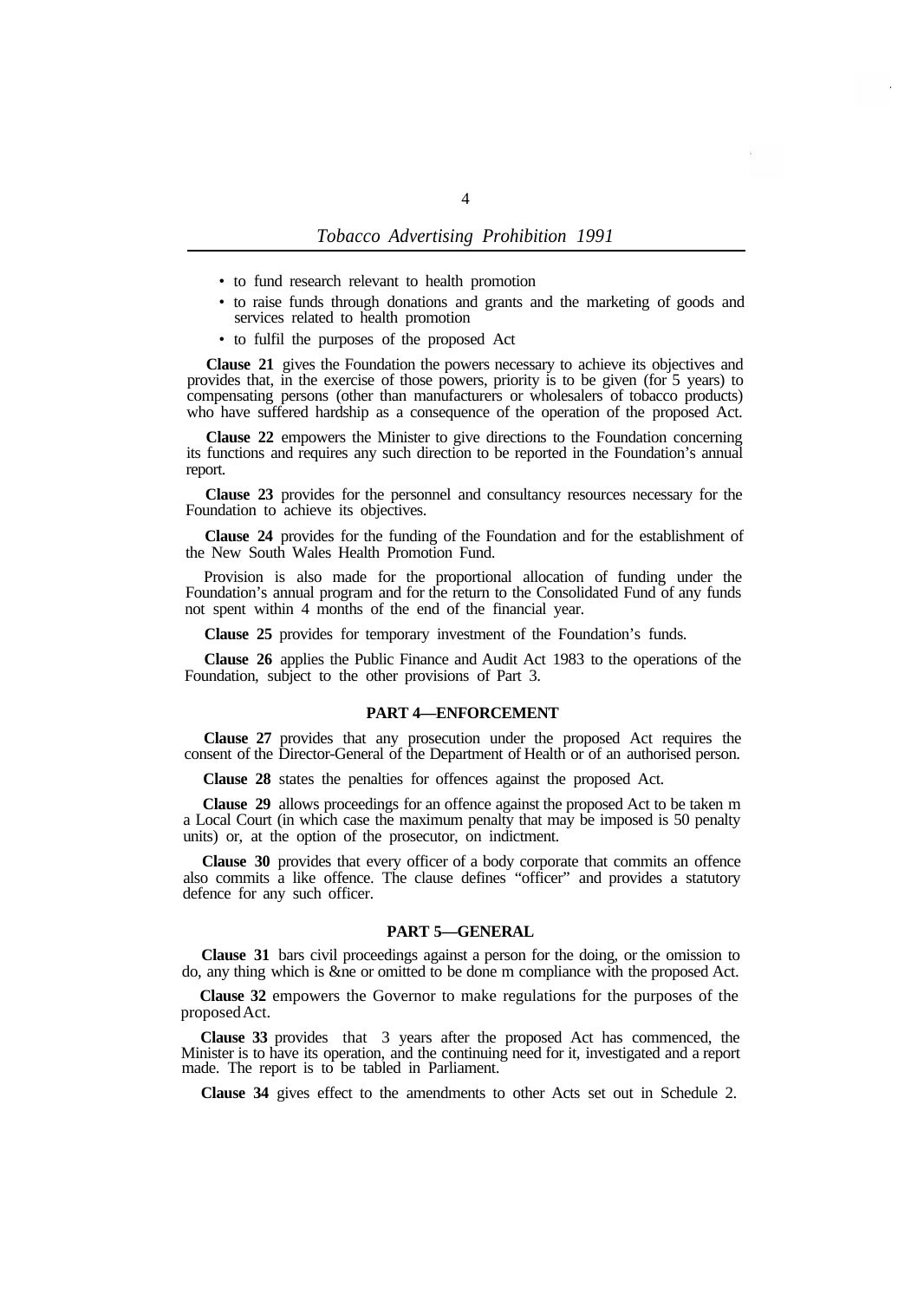- to fund research relevant to health promotion
- to raise funds through donations and grants and the marketing of goods and services related to health promotion
- to fulfil the purposes of the proposed Act

**Clause 21** gives the Foundation the powers necessary to achieve its objectives and provides that, in the exercise of those powers, priority is to be given (for 5 years) to compensating persons (other than manufacturers or wholesalers of tobacco products) who have suffered hardship as a consequence of the operation of the proposed Act.

**Clause 22** empowers the Minister to give directions to the Foundation concerning its functions and requires any such direction to be reported in the Foundation's annual report.

**Clause 23** provides for the personnel and consultancy resources necessary for the Foundation to achieve its objectives.

**Clause 24** provides for the funding of the Foundation and for the establishment of the New South Wales Health Promotion Fund.

Provision is also made for the proportional allocation of funding under the Foundation's annual program and for the return to the Consolidated Fund of any funds not spent within 4 months of the end of the financial year.

**Clause 25** provides for temporary investment of the Foundation's funds.

**Clause 26** applies the Public Finance and Audit Act 1983 to the operations of the Foundation, subject to the other provisions of Part 3.

## PART 4—ENFORCEMENT

**Clause 27** provides that any prosecution under the proposed Act requires the consent of the Director-General of the Department of Health or of an authorised person.

**Clause 28** states the penalties for offences against the proposed Act.

**Clause 29** allows proceedings for an offence against the proposed Act to be taken m a Local Court (in which case the maximum penalty that may be imposed is 50 penalty units) or, at the option of the prosecutor, on indictment.

**Clause 30** provides that every officer of a body corporate that commits an offence also commits a like offence. The clause defines "officer" and provides a statutory defence for any such officer.

## PART 5—GENERAL

**Clause 31** bars civil proceedings against a person for the doing, or the omission to do, any thing which is &ne or omitted to be done m compliance with the proposed Act.

**Clause 32** empowers the Governor to make regulations for the purposes of the proposed Act.

**Clause 33** provides that 3 years after the proposed Act has commenced, the Minister is to have its operation, and the continuing need for it, investigated and a report made. The report is to be tabled in Parliament.

**Clause 34** gives effect to the amendments to other Acts set out in Schedule 2.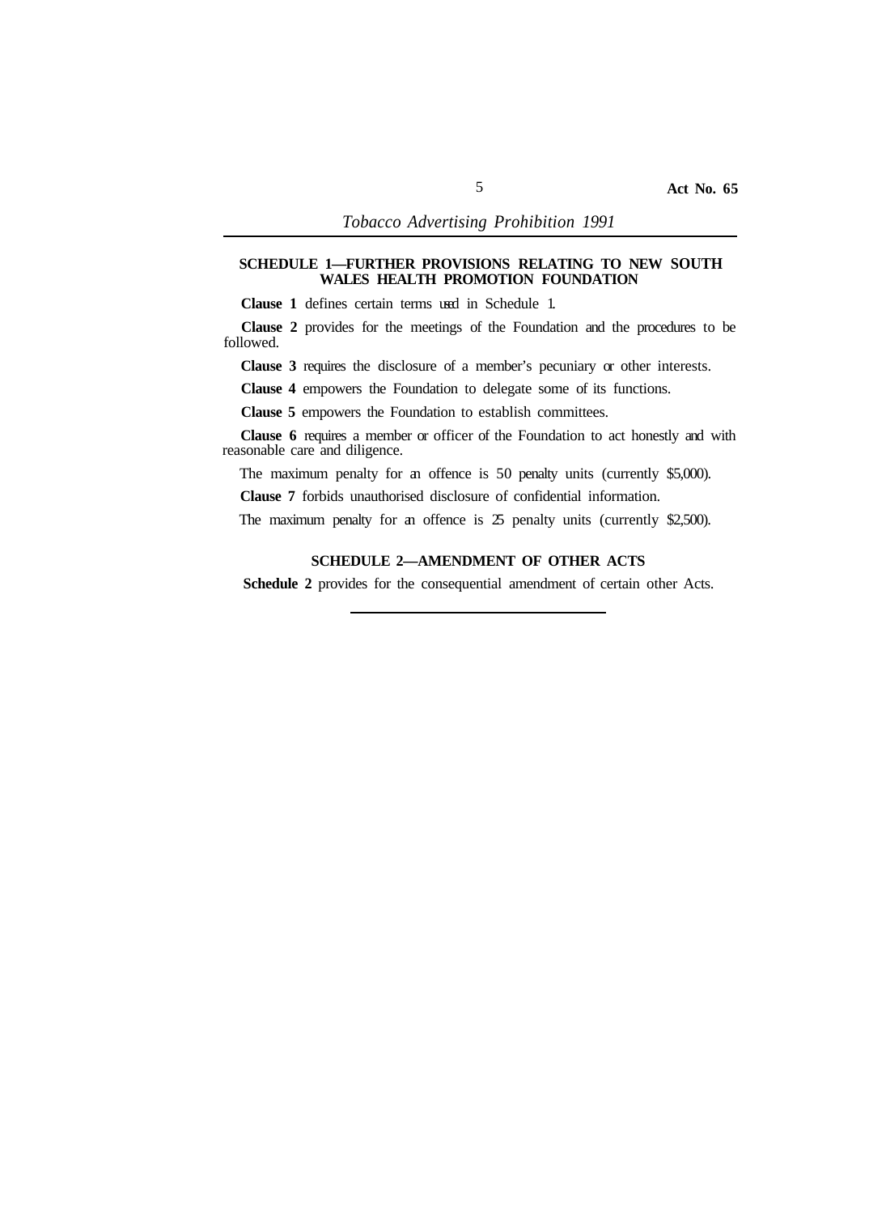## SCHEDULE 1—FURTHER PROVISIONS RELATING TO NEW SOUTH WALES HEALTH PROMOTION FOUNDATION

**Clause 1** defines certain terms used in Schedule 1.

**Clause 2** provides for the meetings of the Foundation and the procedures to be followed.

**Clause 3** requires the disclosure of a member's pecuniary or other interests.

**Clause 4** empowers the Foundation to delegate some of its functions.

**Clause 5** empowers the Foundation to establish committees.

**Clause 6** requires a member or officer of the Foundation to act honestly and with reasonable care and diligence.

The maximum penalty for an offence is 50 penalty units (currently $5,000).

**Clause 7** forbids unauthorised disclosure of confidential information.

The maximum penalty for an offence is 25 penalty units (currently $2,500).

## SCHEDULE 2—AMENDMENT OF OTHER ACTS

**Schedule 2** provides for the consequential amendment of certain other Acts.